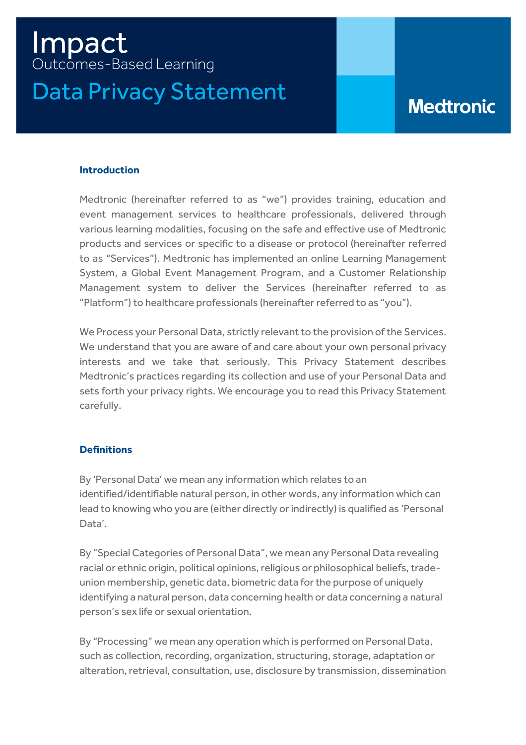# Impact

Outcomes-Based Learning

## Data Privacy Statement

Medtronic

### Introduction

Medtronic (hereinafter referred to as "we") provides training, education and event management services to healthcare professionals, delivered through various learning modalities, focusing on the safe and effective use of Medtronic products and services or specific to a disease or protocol (hereinafter referred to as "Services"). Medtronic has implemented an online Learning Management System, a Global Event Management Program, and a Customer Relationship Management system to deliver the Services (hereinafter referred to as "Platform") to healthcare professionals (hereinafter referred to as "you").

We Process your Personal Data, strictly relevant to the provision of the Services. We understand that you are aware of and care about your own personal privacy interests and we take that seriously. This Privacy Statement describes Medtronic's practices regarding its collection and use of your Personal Data and sets forth your privacy rights. We encourage you to read this Privacy Statement carefully.

### Definitions

By 'Personal Data' we mean any information which relates to an identified/identifiable natural person, in other words, any information which can lead to knowing who you are (either directly or indirectly) is qualified as 'Personal Data'.

By "Special Categories of Personal Data", we mean any Personal Data revealing racial or ethnic origin, political opinions, religious or philosophical beliefs, trade-union membership, genetic data, biometric data for the purpose of uniquely identifying a natural person, data concerning health or data concerning a natural person's sex life or sexual orientation.

By "Processing" we mean any operation which is performed on Personal Data, such as collection, recording, organization, structuring, storage, adaptation or alteration, retrieval, consultation, use, disclosure by transmission, dissemination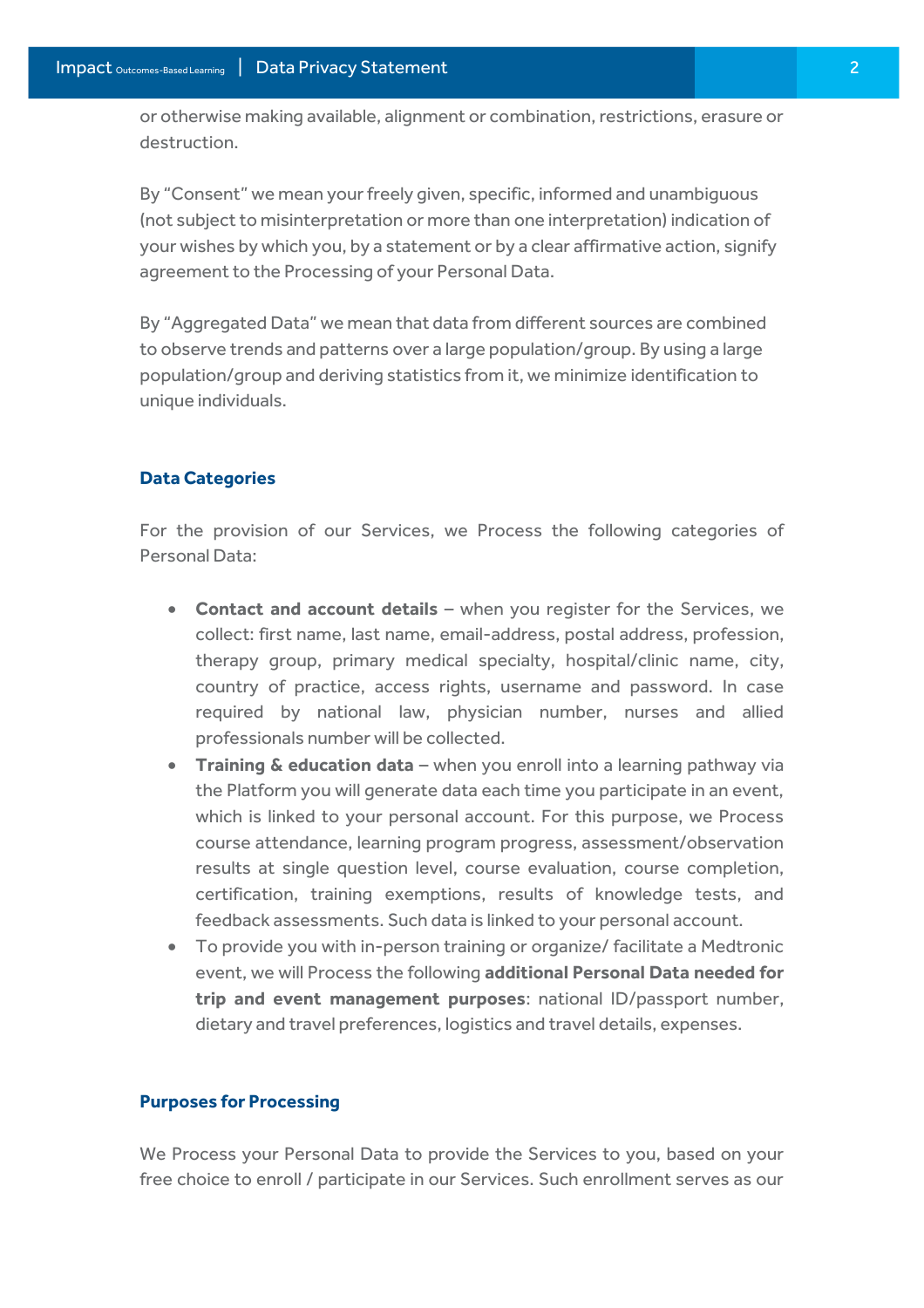or otherwise making available, alignment or combination, restrictions, erasure or destruction.

By "Consent" we mean your freely given, specific, informed and unambiguous (not subject to misinterpretation or more than one interpretation) indication of your wishes by which you, by a statement or by a clear affirmative action, signify agreement to the Processing of your Personal Data.

By "Aggregated Data" we mean that data from different sources are combined to observe trends and patterns over a large population/group. By using a large population/group and deriving statistics from it, we minimize identification to unique individuals.

## Data Categories

For the provision of our Services, we Process the following categories of Personal Data:

- **Contact and account details** – when you register for the Services, we collect: first name, last name, email-address, postal address, profession, therapy group, primary medical specialty, hospital/clinic name, city, country of practice, access rights, username and password. In case required by national law, physician number, nurses and allied professionals number will be collected.
- **Training & education data** – when you enroll into a learning pathway via the Platform you will generate data each time you participate in an event, which is linked to your personal account. For this purpose, we Process course attendance, learning program progress, assessment/observation results at single question level, course evaluation, course completion, certification, training exemptions, results of knowledge tests, and feedback assessments. Such data is linked to your personal account.
- To provide you with in-person training or organize/ facilitate a Medtronic event, we will Process the following **additional Personal Data needed for trip and event management purposes**: national ID/passport number, dietary and travel preferences, logistics and travel details, expenses.

## Purposes for Processing

We Process your Personal Data to provide the Services to you, based on your free choice to enroll / participate in our Services. Such enrollment serves as our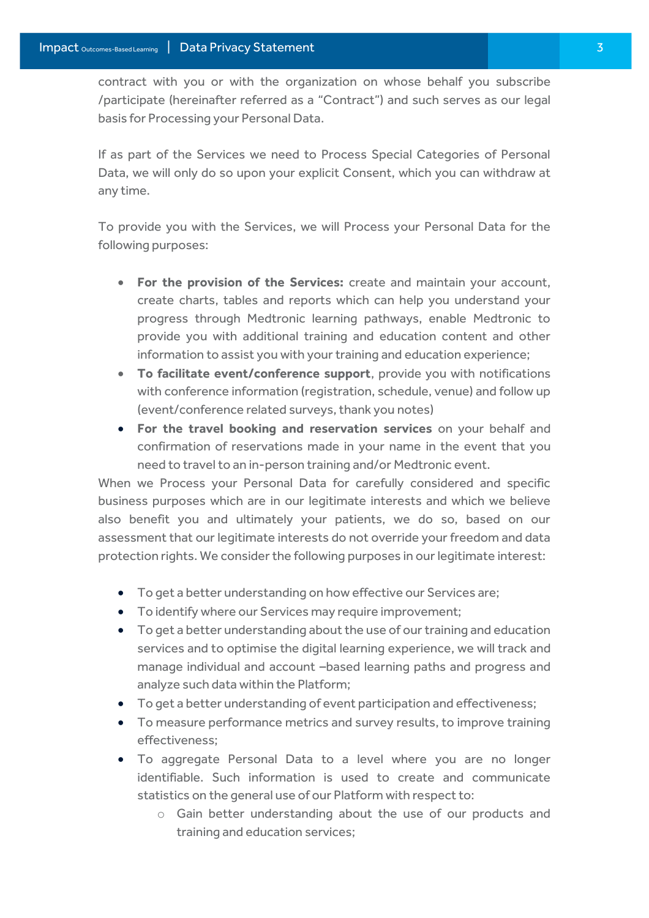contract with you or with the organization on whose behalf you subscribe /participate (hereinafter referred as a "Contract") and such serves as our legal basis for Processing your Personal Data.

If as part of the Services we need to Process Special Categories of Personal Data, we will only do so upon your explicit Consent, which you can withdraw at any time.

To provide you with the Services, we will Process your Personal Data for the following purposes:

- **For the provision of the Services:** create and maintain your account, create charts, tables and reports which can help you understand your progress through Medtronic learning pathways, enable Medtronic to provide you with additional training and education content and other information to assist you with your training and education experience;
- **To facilitate event/conference support**, provide you with notifications with conference information (registration, schedule, venue) and follow up (event/conference related surveys, thank you notes)
- **For the travel booking and reservation services** on your behalf and confirmation of reservations made in your name in the event that you need to travel to an in-person training and/or Medtronic event.

When we Process your Personal Data for carefully considered and specific business purposes which are in our legitimate interests and which we believe also benefit you and ultimately your patients, we do so, based on our assessment that our legitimate interests do not override your freedom and data protection rights. We consider the following purposes in our legitimate interest:

- To get a better understanding on how effective our Services are;
- To identify where our Services may require improvement;
- To get a better understanding about the use of our training and education services and to optimise the digital learning experience, we will track and manage individual and account –based learning paths and progress and analyze such data within the Platform;
- To get a better understanding of event participation and effectiveness;
- To measure performance metrics and survey results, to improve training effectiveness;
- To aggregate Personal Data to a level where you are no longer identifiable. Such information is used to create and communicate statistics on the general use of our Platform with respect to:
  - Gain better understanding about the use of our products and training and education services;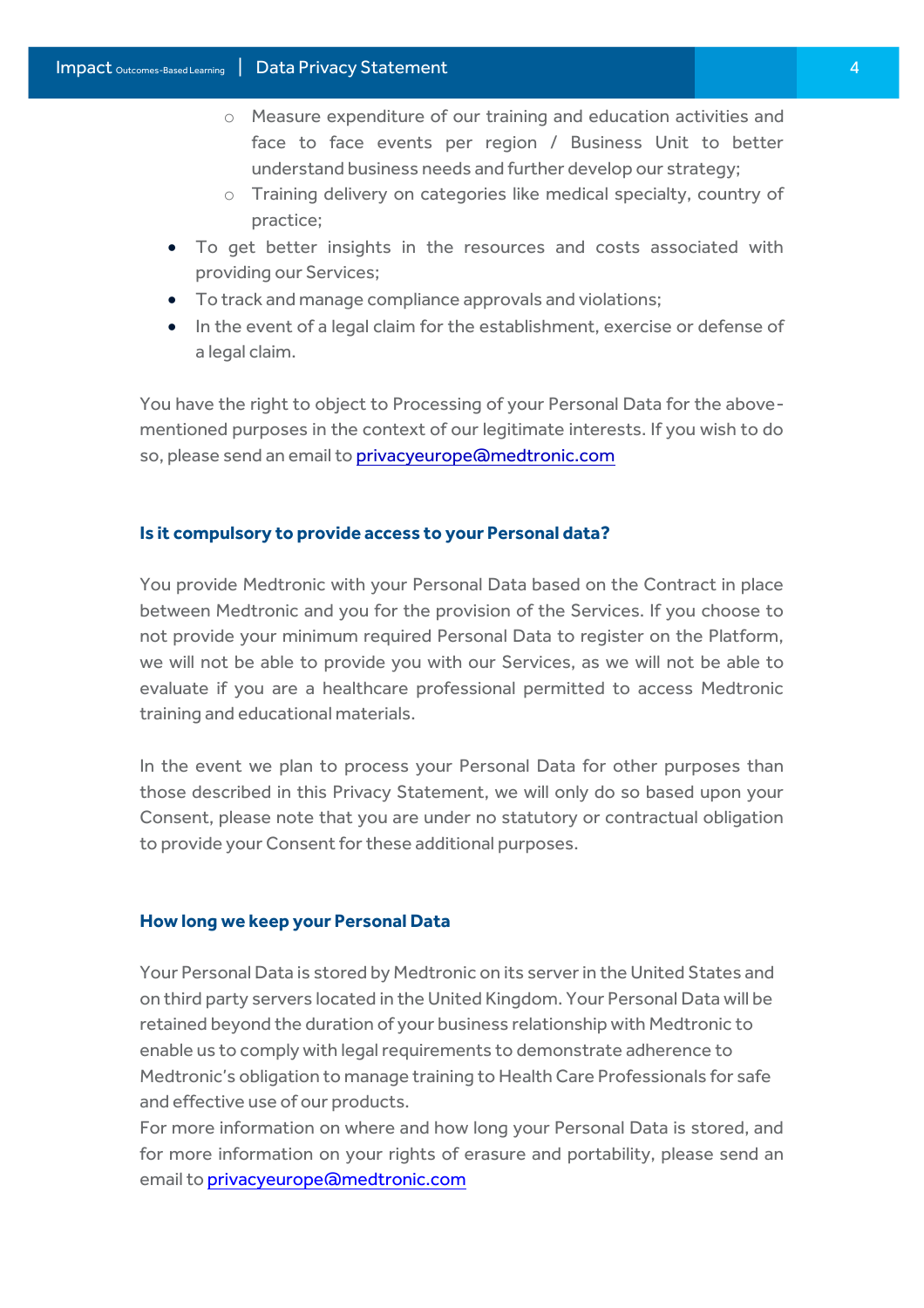- Measure expenditure of our training and education activities and face to face events per region / Business Unit to better understand business needs and further develop our strategy;
    - Training delivery on categories like medical specialty, country of practice;
- To get better insights in the resources and costs associated with providing our Services;
- To track and manage compliance approvals and violations;
- In the event of a legal claim for the establishment, exercise or defense of a legal claim.

You have the right to object to Processing of your Personal Data for the above-mentioned purposes in the context of our legitimate interests. If you wish to do so, please send an email to [privacyeurope@medtronic.com](mailto:privacyeurope@medtronic.com)

### Is it compulsory to provide access to your Personal data?

You provide Medtronic with your Personal Data based on the Contract in place between Medtronic and you for the provision of the Services. If you choose to not provide your minimum required Personal Data to register on the Platform, we will not be able to provide you with our Services, as we will not be able to evaluate if you are a healthcare professional permitted to access Medtronic training and educational materials.

In the event we plan to process your Personal Data for other purposes than those described in this Privacy Statement, we will only do so based upon your Consent, please note that you are under no statutory or contractual obligation to provide your Consent for these additional purposes.

### How long we keep your Personal Data

Your Personal Data is stored by Medtronic on its server in the United States and on third party servers located in the United Kingdom. Your Personal Data will be retained beyond the duration of your business relationship with Medtronic to enable us to comply with legal requirements to demonstrate adherence to Medtronic's obligation to manage training to Health Care Professionals for safe and effective use of our products.
For more information on where and how long your Personal Data is stored, and for more information on your rights of erasure and portability, please send an email to [privacyeurope@medtronic.com](mailto:privacyeurope@medtronic.com)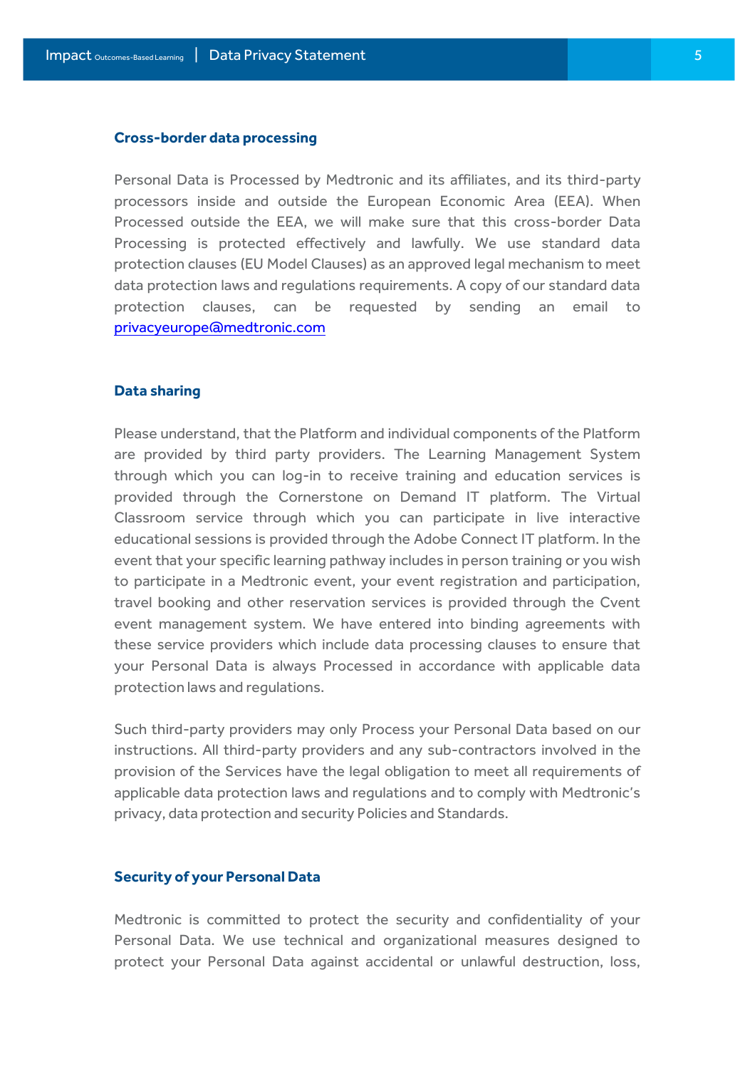## Cross-border data processing

Personal Data is Processed by Medtronic and its affiliates, and its third-party processors inside and outside the European Economic Area (EEA). When Processed outside the EEA, we will make sure that this cross-border Data Processing is protected effectively and lawfully. We use standard data protection clauses (EU Model Clauses) as an approved legal mechanism to meet data protection laws and regulations requirements. A copy of our standard data protection clauses, can be requested by sending an email to privacyeurope@medtronic.com

## Data sharing

Please understand, that the Platform and individual components of the Platform are provided by third party providers. The Learning Management System through which you can log-in to receive training and education services is provided through the Cornerstone on Demand IT platform. The Virtual Classroom service through which you can participate in live interactive educational sessions is provided through the Adobe Connect IT platform. In the event that your specific learning pathway includes in person training or you wish to participate in a Medtronic event, your event registration and participation, travel booking and other reservation services is provided through the Cvent event management system. We have entered into binding agreements with these service providers which include data processing clauses to ensure that your Personal Data is always Processed in accordance with applicable data protection laws and regulations.

Such third-party providers may only Process your Personal Data based on our instructions. All third-party providers and any sub-contractors involved in the provision of the Services have the legal obligation to meet all requirements of applicable data protection laws and regulations and to comply with Medtronic's privacy, data protection and security Policies and Standards.

## Security of your Personal Data

Medtronic is committed to protect the security and confidentiality of your Personal Data. We use technical and organizational measures designed to protect your Personal Data against accidental or unlawful destruction, loss,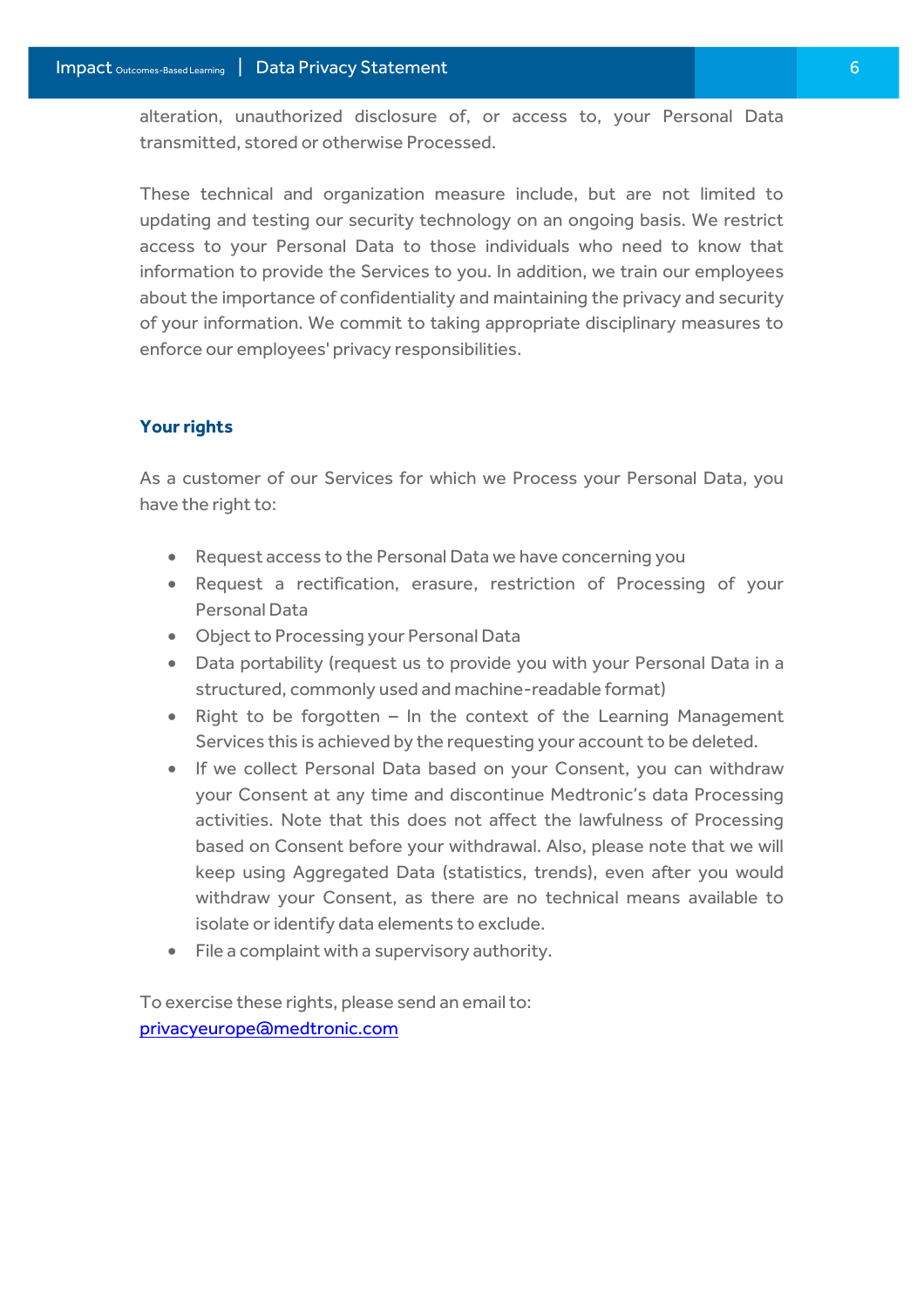alteration, unauthorized disclosure of, or access to, your Personal Data transmitted, stored or otherwise Processed.

These technical and organization measure include, but are not limited to updating and testing our security technology on an ongoing basis. We restrict access to your Personal Data to those individuals who need to know that information to provide the Services to you. In addition, we train our employees about the importance of confidentiality and maintaining the privacy and security of your information. We commit to taking appropriate disciplinary measures to enforce our employees' privacy responsibilities.

## Your rights

As a customer of our Services for which we Process your Personal Data, you have the right to:

- Request access to the Personal Data we have concerning you
- Request a rectification, erasure, restriction of Processing of your Personal Data
- Object to Processing your Personal Data
- Data portability (request us to provide you with your Personal Data in a structured, commonly used and machine-readable format)
- Right to be forgotten – In the context of the Learning Management Services this is achieved by the requesting your account to be deleted.
- If we collect Personal Data based on your Consent, you can withdraw your Consent at any time and discontinue Medtronic's data Processing activities. Note that this does not affect the lawfulness of Processing based on Consent before your withdrawal. Also, please note that we will keep using Aggregated Data (statistics, trends), even after you would withdraw your Consent, as there are no technical means available to isolate or identify data elements to exclude.
- File a complaint with a supervisory authority.

To exercise these rights, please send an email to:
privacyeurope@medtronic.com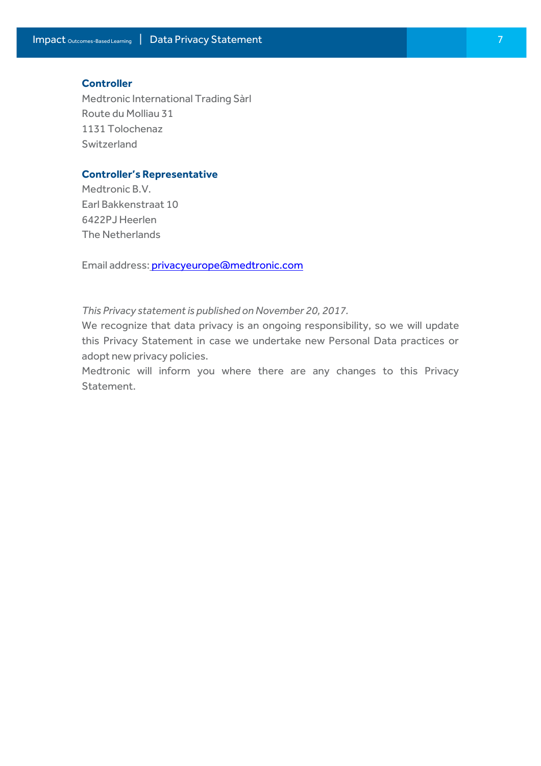**Controller**

Medtronic International Trading Sàrl
Route du Molliau 31
1131 Tolochenaz
Switzerland

**Controller's Representative**

Medtronic B.V.
Earl Bakkenstraat 10
6422PJ Heerlen
The Netherlands

Email address: privacyeurope@medtronic.com

*This Privacy statement is published on November 20, 2017.*

We recognize that data privacy is an ongoing responsibility, so we will update this Privacy Statement in case we undertake new Personal Data practices or adopt new privacy policies.

Medtronic will inform you where there are any changes to this Privacy Statement.